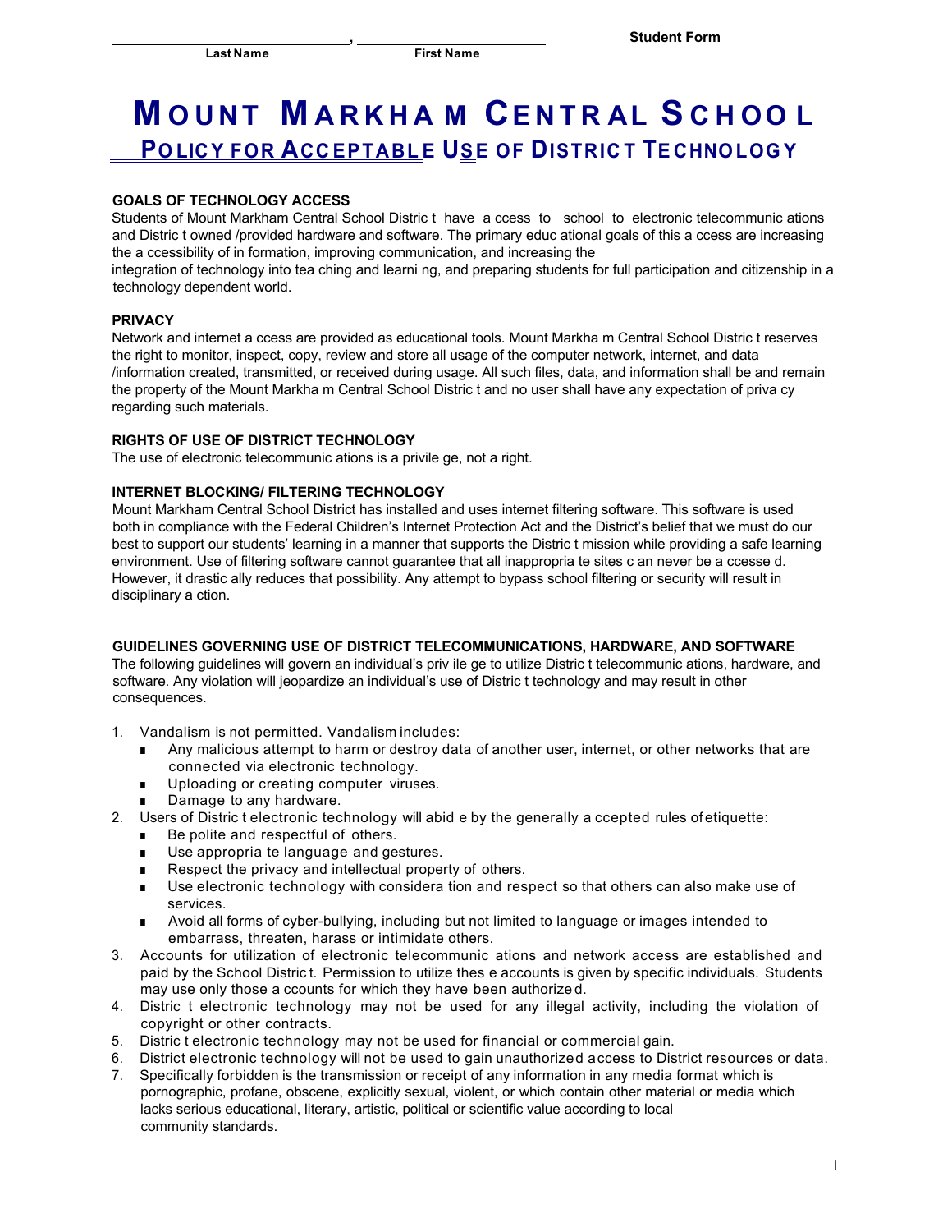_____________________________, ______________________

Last Name First Name

**Student Form**

# MOUNT MARKHAM CENTRAL SCHOOL

## POLICY FOR ACCEPTABLE USE OF DISTRICT TECHNOLOGY

**GOALS OF TECHNOLOGY ACCESS**

Students of Mount Markham Central School District have access to school to electronic telecommunications and District owned /provided hardware and software. The primary educational goals of this access are increasing the accessibility of information, improving communication, and increasing the integration of technology into teaching and learning, and preparing students for full participation and citizenship in a technology dependent world.

**PRIVACY**

Network and internet access are provided as educational tools. Mount Markham Central School District reserves the right to monitor, inspect, copy, review and store all usage of the computer network, internet, and data /information created, transmitted, or received during usage. All such files, data, and information shall be and remain the property of the Mount Markham Central School District and no user shall have any expectation of privacy regarding such materials.

**RIGHTS OF USE OF DISTRICT TECHNOLOGY**

The use of electronic telecommunications is a privilege, not a right.

**INTERNET BLOCKING/ FILTERING TECHNOLOGY**

Mount Markham Central School District has installed and uses internet filtering software. This software is used both in compliance with the Federal Children's Internet Protection Act and the District's belief that we must do our best to support our students' learning in a manner that supports the District mission while providing a safe learning environment. Use of filtering software cannot guarantee that all inappropriate sites can never be accessed. However, it drastically reduces that possibility. Any attempt to bypass school filtering or security will result in disciplinary action.

**GUIDELINES GOVERNING USE OF DISTRICT TELECOMMUNICATIONS, HARDWARE, AND SOFTWARE**

The following guidelines will govern an individual's privilege to utilize District telecommunications, hardware, and software. Any violation will jeopardize an individual's use of District technology and may result in other consequences.

1. Vandalism is not permitted. Vandalism includes:
   - Any malicious attempt to harm or destroy data of another user, internet, or other networks that are connected via electronic technology.
   - Uploading or creating computer viruses.
   - Damage to any hardware.
2. Users of District electronic technology will abide by the generally accepted rules of etiquette:
   - Be polite and respectful of others.
   - Use appropriate language and gestures.
   - Respect the privacy and intellectual property of others.
   - Use electronic technology with consideration and respect so that others can also make use of services.
   - Avoid all forms of cyber-bullying, including but not limited to language or images intended to embarrass, threaten, harass or intimidate others.
3. Accounts for utilization of electronic telecommunications and network access are established and paid by the School District. Permission to utilize these accounts is given by specific individuals. Students may use only those accounts for which they have been authorized.
4. District electronic technology may not be used for any illegal activity, including the violation of copyright or other contracts.
5. District electronic technology may not be used for financial or commercial gain.
6. District electronic technology will not be used to gain unauthorized access to District resources or data.
7. Specifically forbidden is the transmission or receipt of any information in any media format which is pornographic, profane, obscene, explicitly sexual, violent, or which contain other material or media which lacks serious educational, literary, artistic, political or scientific value according to local community standards.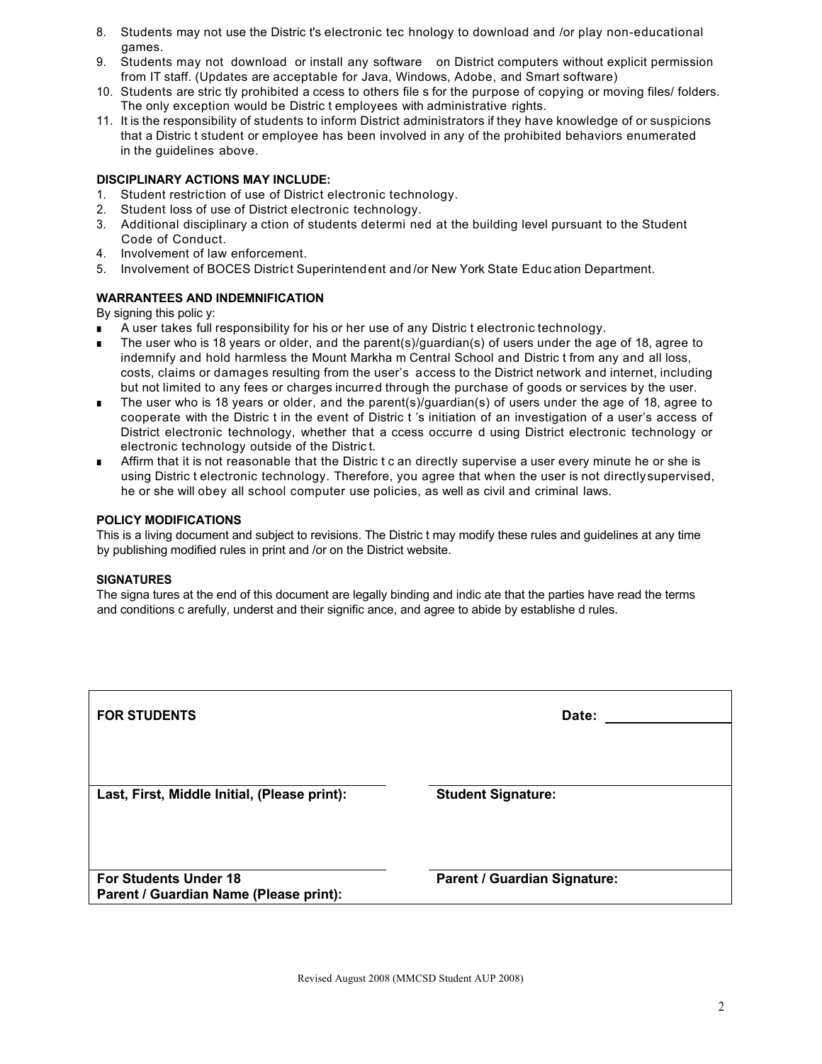8. Students may not use the District's electronic technology to download and /or play non-educational games.
9. Students may not download or install any software on District computers without explicit permission from IT staff. (Updates are acceptable for Java, Windows, Adobe, and Smart software)
10. Students are strictly prohibited access to others files for the purpose of copying or moving files/ folders. The only exception would be District employees with administrative rights.
11. It is the responsibility of students to inform District administrators if they have knowledge of or suspicions that a District student or employee has been involved in any of the prohibited behaviors enumerated in the guidelines above.

**DISCIPLINARY ACTIONS MAY INCLUDE:**

1. Student restriction of use of District electronic technology.
2. Student loss of use of District electronic technology.
3. Additional disciplinary action of students determined at the building level pursuant to the Student Code of Conduct.
4. Involvement of law enforcement.
5. Involvement of BOCES District Superintendent and /or New York State Education Department.

**WARRANTEES AND INDEMNIFICATION**

By signing this policy:

- A user takes full responsibility for his or her use of any District electronic technology.
- The user who is 18 years or older, and the parent(s)/guardian(s) of users under the age of 18, agree to indemnify and hold harmless the Mount Markham Central School and District from any and all loss, costs, claims or damages resulting from the user's access to the District network and internet, including but not limited to any fees or charges incurred through the purchase of goods or services by the user.
- The user who is 18 years or older, and the parent(s)/guardian(s) of users under the age of 18, agree to cooperate with the District in the event of District 's initiation of an investigation of a user's access of District electronic technology, whether that access occurred using District electronic technology or electronic technology outside of the District.
- Affirm that it is not reasonable that the District can directly supervise a user every minute he or she is using District electronic technology. Therefore, you agree that when the user is not directly supervised, he or she will obey all school computer use policies, as well as civil and criminal laws.

**POLICY MODIFICATIONS**

This is a living document and subject to revisions. The District may modify these rules and guidelines at any time by publishing modified rules in print and /or on the District website.

**SIGNATURES**

The signatures at the end of this document are legally binding and indicate that the parties have read the terms and conditions carefully, understand their significance, and agree to abide by established rules.

| | |
|---|---|
| **FOR STUDENTS** | **Date:** |
| **Last, First, Middle Initial, (Please print):** | **Student Signature:** |
| **For Students Under 18**<br>**Parent / Guardian Name (Please print):** | **Parent / Guardian Signature:** |

Revised August 2008 (MMCSD Student AUP 2008)